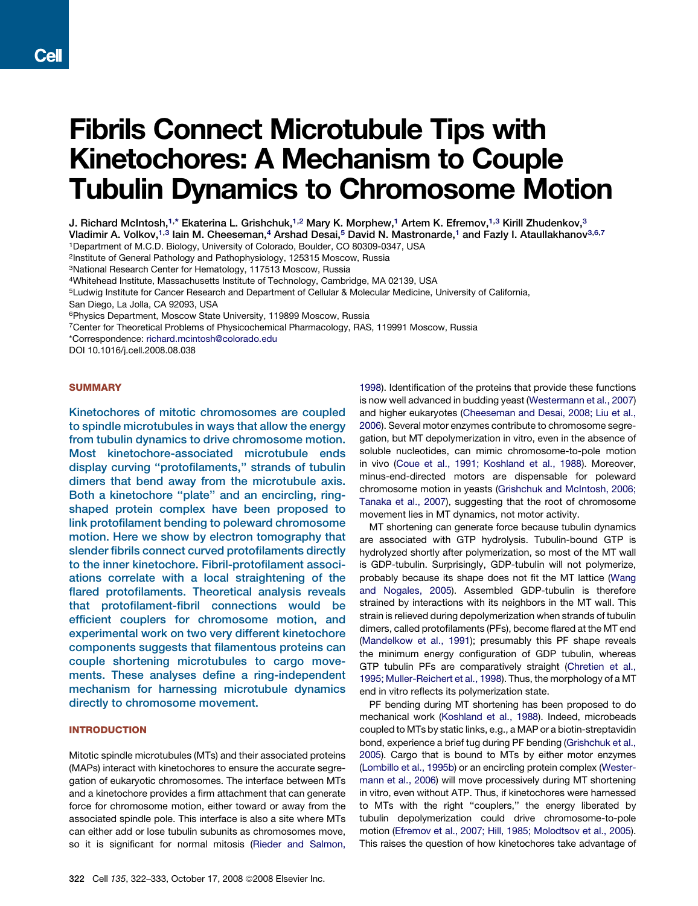# Fibrils Connect Microtubule Tips with Kinetochores: A Mechanism to Couple Tubulin Dynamics to Chromosome Motion

J. Richard McIntosh,[1,*] Ekaterina L. Grishchuk,[1,2] Mary K. Morphew,[1] Artem K. Efremov,[1,3] Kirill Zhudenkov,[3] Vladimir A. Volkov,[1,3] Iain M. Cheeseman,[4] Arshad Desai,[5] David N. Mastronarde,[1] and Fazly I. Ataullakhanov[3,6,7]

[1]Department of M.C.D. Biology, University of Colorado, Boulder, CO 80309-0347, USA
[2]Institute of General Pathology and Pathophysiology, 125315 Moscow, Russia
[3]National Research Center for Hematology, 117513 Moscow, Russia
[4]Whitehead Institute, Massachusetts Institute of Technology, Cambridge, MA 02139, USA
[5]Ludwig Institute for Cancer Research and Department of Cellular & Molecular Medicine, University of California, San Diego, La Jolla, CA 92093, USA
[6]Physics Department, Moscow State University, 119899 Moscow, Russia
[7]Center for Theoretical Problems of Physicochemical Pharmacology, RAS, 119991 Moscow, Russia
*Correspondence: richard.mcintosh@colorado.edu
DOI 10.1016/j.cell.2008.08.038

## SUMMARY

Kinetochores of mitotic chromosomes are coupled to spindle microtubules in ways that allow the energy from tubulin dynamics to drive chromosome motion. Most kinetochore-associated microtubule ends display curving "protofilaments," strands of tubulin dimers that bend away from the microtubule axis. Both a kinetochore "plate" and an encircling, ring-shaped protein complex have been proposed to link protofilament bending to poleward chromosome motion. Here we show by electron tomography that slender fibrils connect curved protofilaments directly to the inner kinetochore. Fibril-protofilament associations correlate with a local straightening of the flared protofilaments. Theoretical analysis reveals that protofilament-fibril connections would be efficient couplers for chromosome motion, and experimental work on two very different kinetochore components suggests that filamentous proteins can couple shortening microtubules to cargo movements. These analyses define a ring-independent mechanism for harnessing microtubule dynamics directly to chromosome movement.

## INTRODUCTION

Mitotic spindle microtubules (MTs) and their associated proteins (MAPs) interact with kinetochores to ensure the accurate segregation of eukaryotic chromosomes. The interface between MTs and a kinetochore provides a firm attachment that can generate force for chromosome motion, either toward or away from the associated spindle pole. This interface is also a site where MTs can either add or lose tubulin subunits as chromosomes move, so it is significant for normal mitosis (Rieder and Salmon, 1998). Identification of the proteins that provide these functions is now well advanced in budding yeast (Westermann et al., 2007) and higher eukaryotes (Cheeseman and Desai, 2008; Liu et al., 2006). Several motor enzymes contribute to chromosome segregation, but MT depolymerization in vitro, even in the absence of soluble nucleotides, can mimic chromosome-to-pole motion in vivo (Coue et al., 1991; Koshland et al., 1988). Moreover, minus-end-directed motors are dispensable for poleward chromosome motion in yeasts (Grishchuk and McIntosh, 2006; Tanaka et al., 2007), suggesting that the root of chromosome movement lies in MT dynamics, not motor activity.

MT shortening can generate force because tubulin dynamics are associated with GTP hydrolysis. Tubulin-bound GTP is hydrolyzed shortly after polymerization, so most of the MT wall is GDP-tubulin. Surprisingly, GDP-tubulin will not polymerize, probably because its shape does not fit the MT lattice (Wang and Nogales, 2005). Assembled GDP-tubulin is therefore strained by interactions with its neighbors in the MT wall. This strain is relieved during depolymerization when strands of tubulin dimers, called protofilaments (PFs), become flared at the MT end (Mandelkow et al., 1991); presumably this PF shape reveals the minimum energy configuration of GDP tubulin, whereas GTP tubulin PFs are comparatively straight (Chretien et al., 1995; Muller-Reichert et al., 1998). Thus, the morphology of a MT end in vitro reflects its polymerization state.

PF bending during MT shortening has been proposed to do mechanical work (Koshland et al., 1988). Indeed, microbeads coupled to MTs by static links, e.g., a MAP or a biotin-streptavidin bond, experience a brief tug during PF bending (Grishchuk et al., 2005). Cargo that is bound to MTs by either motor enzymes (Lombillo et al., 1995b) or an encircling protein complex (Westermann et al., 2006) will move processively during MT shortening in vitro, even without ATP. Thus, if kinetochores were harnessed to MTs with the right "couplers," the energy liberated by tubulin depolymerization could drive chromosome-to-pole motion (Efremov et al., 2007; Hill, 1985; Molodtsov et al., 2005). This raises the question of how kinetochores take advantage of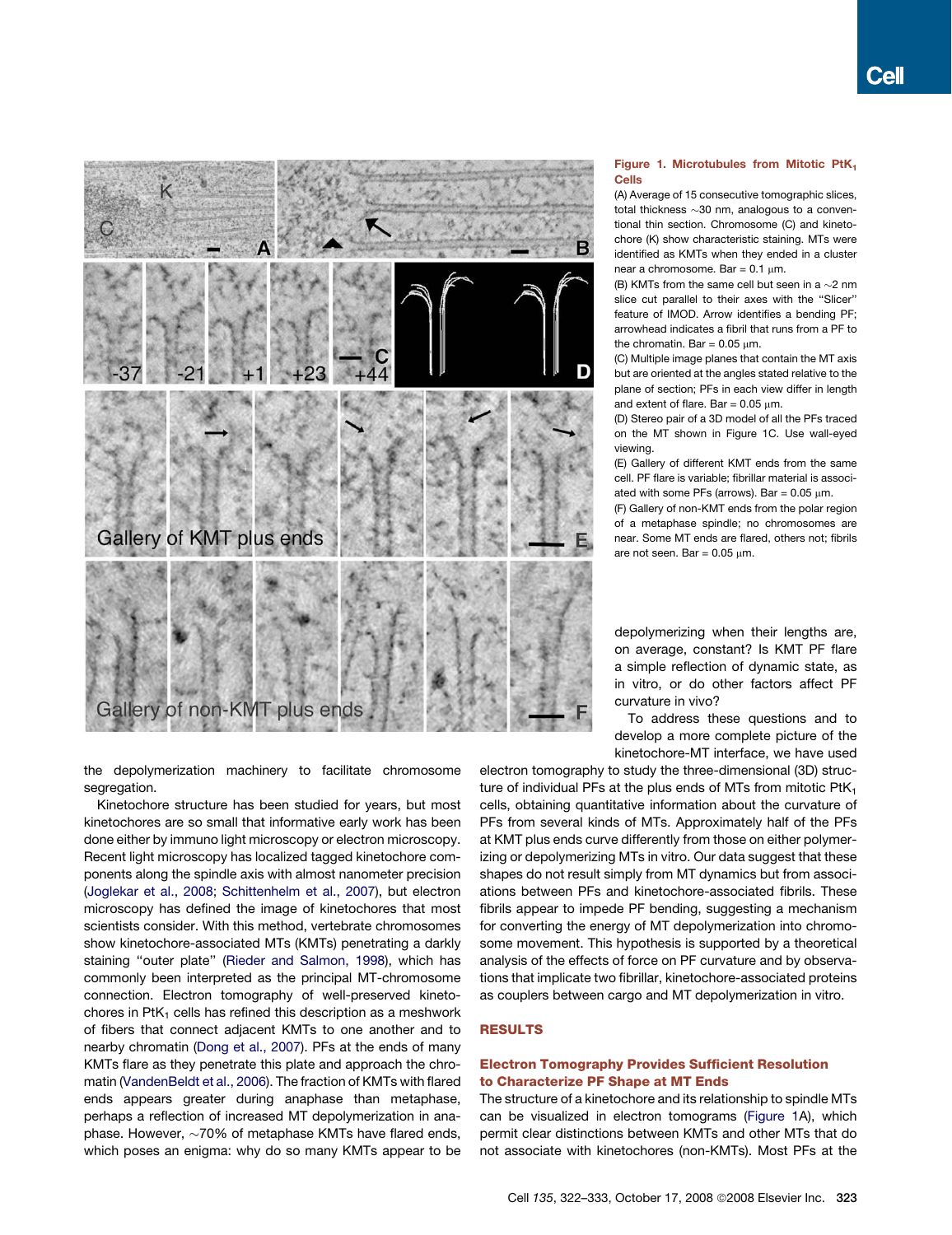**Figure 1. Microtubules from Mitotic $PtK_1$ Cells**

(A) Average of 15 consecutive tomographic slices, total thickness ~30 nm, analogous to a conventional thin section. Chromosome (C) and kinetochore (K) show characteristic staining. MTs were identified as KMTs when they ended in a cluster near a chromosome. Bar = 0.1 μm.

(B) KMTs from the same cell but seen in a ~2 nm slice cut parallel to their axes with the "Slicer" feature of IMOD. Arrow identifies a bending PF; arrowhead indicates a fibril that runs from a PF to the chromatin. Bar = 0.05 μm.

(C) Multiple image planes that contain the MT axis but are oriented at the angles stated relative to the plane of section; PFs in each view differ in length and extent of flare. Bar = 0.05 μm.

(D) Stereo pair of a 3D model of all the PFs traced on the MT shown in Figure 1C. Use wall-eyed viewing.

(E) Gallery of different KMT ends from the same cell. PF flare is variable; fibrillar material is associated with some PFs (arrows). Bar = 0.05 μm.

(F) Gallery of non-KMT ends from the polar region of a metaphase spindle; no chromosomes are near. Some MT ends are flared, others not; fibrils are not seen. Bar = 0.05 μm.

the depolymerization machinery to facilitate chromosome segregation.

Kinetochore structure has been studied for years, but most kinetochores are so small that informative early work has been done either by immuno light microscopy or electron microscopy. Recent light microscopy has localized tagged kinetochore components along the spindle axis with almost nanometer precision (Joglekar et al., 2008; Schittenhelm et al., 2007), but electron microscopy has defined the image of kinetochores that most scientists consider. With this method, vertebrate chromosomes show kinetochore-associated MTs (KMTs) penetrating a darkly staining "outer plate" (Rieder and Salmon, 1998), which has commonly been interpreted as the principal MT-chromosome connection. Electron tomography of well-preserved kinetochores in $PtK_1$ cells has refined this description as a meshwork of fibers that connect adjacent KMTs to one another and to nearby chromatin (Dong et al., 2007). PFs at the ends of many KMTs flare as they penetrate this plate and approach the chromatin (VandenBeldt et al., 2006). The fraction of KMTs with flared ends appears greater during anaphase than metaphase, perhaps a reflection of increased MT depolymerization in anaphase. However, ~70% of metaphase KMTs have flared ends, which poses an enigma: why do so many KMTs appear to be depolymerizing when their lengths are, on average, constant? Is KMT PF flare a simple reflection of dynamic state, as in vitro, or do other factors affect PF curvature in vivo?

To address these questions and to develop a more complete picture of the kinetochore-MT interface, we have used electron tomography to study the three-dimensional (3D) structure of individual PFs at the plus ends of MTs from mitotic $PtK_1$ cells, obtaining quantitative information about the curvature of PFs from several kinds of MTs. Approximately half of the PFs at KMT plus ends curve differently from those on either polymerizing or depolymerizing MTs in vitro. Our data suggest that these shapes do not result simply from MT dynamics but from associations between PFs and kinetochore-associated fibrils. These fibrils appear to impede PF bending, suggesting a mechanism for converting the energy of MT depolymerization into chromosome movement. This hypothesis is supported by a theoretical analysis of the effects of force on PF curvature and by observations that implicate two fibrillar, kinetochore-associated proteins as couplers between cargo and MT depolymerization in vitro.

## RESULTS

### Electron Tomography Provides Sufficient Resolution to Characterize PF Shape at MT Ends

The structure of a kinetochore and its relationship to spindle MTs can be visualized in electron tomograms (Figure 1A), which permit clear distinctions between KMTs and other MTs that do not associate with kinetochores (non-KMTs). Most PFs at the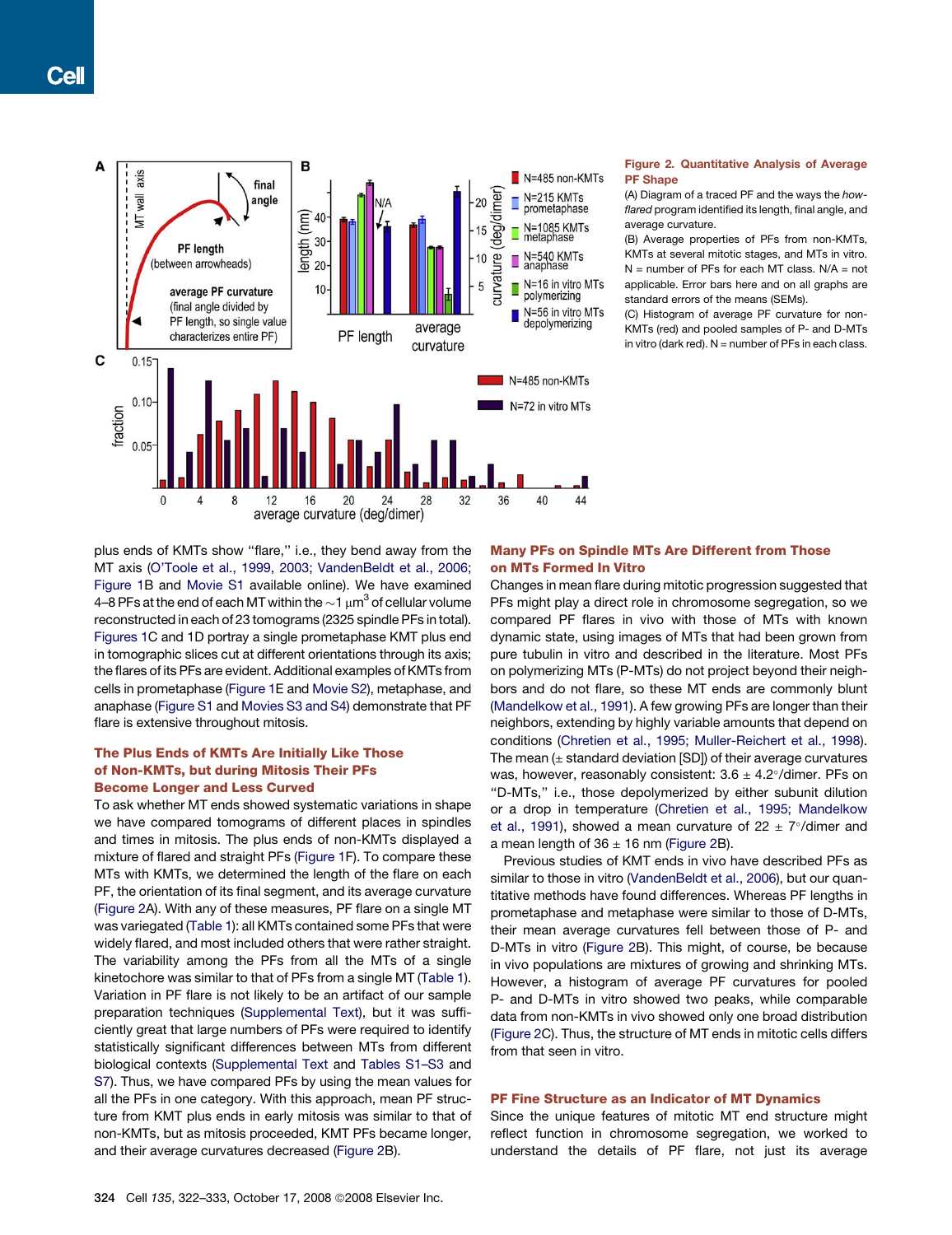**Figure 2. Quantitative Analysis of Average PF Shape**

(A) Diagram of a traced PF and the ways the *how-flared* program identified its length, final angle, and average curvature.

(B) Average properties of PFs from non-KMTs, KMTs at several mitotic stages, and MTs in vitro. N = number of PFs for each MT class. N/A = not applicable. Error bars here and on all graphs are standard errors of the means (SEMs).

(C) Histogram of average PF curvature for non-KMTs (red) and pooled samples of P- and D-MTs in vitro (dark red). N = number of PFs in each class.

plus ends of KMTs show "flare," i.e., they bend away from the MT axis (O'Toole et al., 1999, 2003; VandenBeldt et al., 2006; Figure 1B and Movie S1 available online). We have examined 4–8 PFs at the end of each MT within the ~1 $\mu m^3$ of cellular volume reconstructed in each of 23 tomograms (2325 spindle PFs in total). Figures 1C and 1D portray a single prometaphase KMT plus end in tomographic slices cut at different orientations through its axis; the flares of its PFs are evident. Additional examples of KMTs from cells in prometaphase (Figure 1E and Movie S2), metaphase, and anaphase (Figure S1 and Movies S3 and S4) demonstrate that PF flare is extensive throughout mitosis.

### The Plus Ends of KMTs Are Initially Like Those of Non-KMTs, but during Mitosis Their PFs Become Longer and Less Curved

To ask whether MT ends showed systematic variations in shape we have compared tomograms of different places in spindles and times in mitosis. The plus ends of non-KMTs displayed a mixture of flared and straight PFs (Figure 1F). To compare these MTs with KMTs, we determined the length of the flare on each PF, the orientation of its final segment, and its average curvature (Figure 2A). With any of these measures, PF flare on a single MT was variegated (Table 1): all KMTs contained some PFs that were widely flared, and most included others that were rather straight. The variability among the PFs from all the MTs of a single kinetochore was similar to that of PFs from a single MT (Table 1). Variation in PF flare is not likely to be an artifact of our sample preparation techniques (Supplemental Text), but it was sufficiently great that large numbers of PFs were required to identify statistically significant differences between MTs from different biological contexts (Supplemental Text and Tables S1–S3 and S7). Thus, we have compared PFs by using the mean values for all the PFs in one category. With this approach, mean PF structure from KMT plus ends in early mitosis was similar to that of non-KMTs, but as mitosis proceeded, KMT PFs became longer, and their average curvatures decreased (Figure 2B).

### Many PFs on Spindle MTs Are Different from Those on MTs Formed In Vitro

Changes in mean flare during mitotic progression suggested that PFs might play a direct role in chromosome segregation, so we compared PF flares in vivo with those of MTs with known dynamic state, using images of MTs that had been grown from pure tubulin in vitro and described in the literature. Most PFs on polymerizing MTs (P-MTs) do not project beyond their neighbors and do not flare, so these MT ends are commonly blunt (Mandelkow et al., 1991). A few growing PFs are longer than their neighbors, extending by highly variable amounts that depend on conditions (Chretien et al., 1995; Muller-Reichert et al., 1998). The mean (± standard deviation [SD]) of their average curvatures was, however, reasonably consistent: 3.6 ± 4.2°/dimer. PFs on "D-MTs," i.e., those depolymerized by either subunit dilution or a drop in temperature (Chretien et al., 1995; Mandelkow et al., 1991), showed a mean curvature of 22 ± 7°/dimer and a mean length of 36 ± 16 nm (Figure 2B).

Previous studies of KMT ends in vivo have described PFs as similar to those in vitro (VandenBeldt et al., 2006), but our quantitative methods have found differences. Whereas PF lengths in prometaphase and metaphase were similar to those of D-MTs, their mean average curvatures fell between those of P- and D-MTs in vitro (Figure 2B). This might, of course, be because in vivo populations are mixtures of growing and shrinking MTs. However, a histogram of average PF curvatures for pooled P- and D-MTs in vitro showed two peaks, while comparable data from non-KMTs in vivo showed only one broad distribution (Figure 2C). Thus, the structure of MT ends in mitotic cells differs from that seen in vitro.

### PF Fine Structure as an Indicator of MT Dynamics

Since the unique features of mitotic MT end structure might reflect function in chromosome segregation, we worked to understand the details of PF flare, not just its average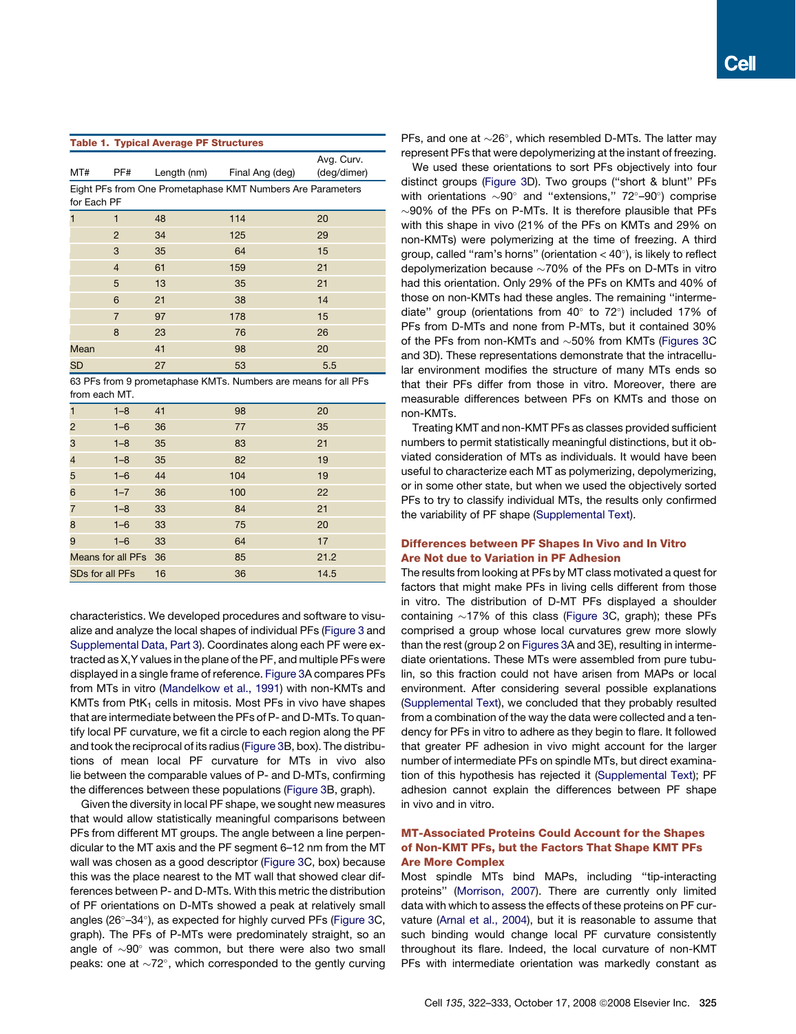**Table 1. Typical Average PF Structures**

| MT# | PF# | Length (nm) | Final Ang (deg) | Avg. Curv. (deg/dimer) |
|---|---|---|---|---|
| Eight PFs from One Prometaphase KMT Numbers Are Parameters for Each PF | | | | |
| 1 | 1 | 48 | 114 | 20 |
| | 2 | 34 | 125 | 29 |
| | 3 | 35 | 64 | 15 |
| | 4 | 61 | 159 | 21 |
| | 5 | 13 | 35 | 21 |
| | 6 | 21 | 38 | 14 |
| | 7 | 97 | 178 | 15 |
| | 8 | 23 | 76 | 26 |
| Mean | | 41 | 98 | 20 |
| SD | | 27 | 53 | 5.5 |
| 63 PFs from 9 prometaphase KMTs. Numbers are means for all PFs from each MT. | | | | |
| 1 | 1–8 | 41 | 98 | 20 |
| 2 | 1–6 | 36 | 77 | 35 |
| 3 | 1–8 | 35 | 83 | 21 |
| 4 | 1–8 | 35 | 82 | 19 |
| 5 | 1–6 | 44 | 104 | 19 |
| 6 | 1–7 | 36 | 100 | 22 |
| 7 | 1–8 | 33 | 84 | 21 |
| 8 | 1–6 | 33 | 75 | 20 |
| 9 | 1–6 | 33 | 64 | 17 |
| Means for all PFs | | 36 | 85 | 21.2 |
| SDs for all PFs | | 16 | 36 | 14.5 |

characteristics. We developed procedures and software to visualize and analyze the local shapes of individual PFs (Figure 3 and Supplemental Data, Part 3). Coordinates along each PF were extracted as X,Y values in the plane of the PF, and multiple PFs were displayed in a single frame of reference. Figure 3A compares PFs from MTs in vitro (Mandelkow et al., 1991) with non-KMTs and KMTs from $PtK_1$ cells in mitosis. Most PFs in vivo have shapes that are intermediate between the PFs of P- and D-MTs. To quantify local PF curvature, we fit a circle to each region along the PF and took the reciprocal of its radius (Figure 3B, box). The distributions of mean local PF curvature for MTs in vivo also lie between the comparable values of P- and D-MTs, confirming the differences between these populations (Figure 3B, graph).

Given the diversity in local PF shape, we sought new measures that would allow statistically meaningful comparisons between PFs from different MT groups. The angle between a line perpendicular to the MT axis and the PF segment 6–12 nm from the MT wall was chosen as a good descriptor (Figure 3C, box) because this was the place nearest to the MT wall that showed clear differences between P- and D-MTs. With this metric the distribution of PF orientations on D-MTs showed a peak at relatively small angles (26°–34°), as expected for highly curved PFs (Figure 3C, graph). The PFs of P-MTs were predominately straight, so an angle of ~90° was common, but there were also two small peaks: one at ~72°, which corresponded to the gently curving PFs, and one at ~26°, which resembled D-MTs. The latter may represent PFs that were depolymerizing at the instant of freezing.

We used these orientations to sort PFs objectively into four distinct groups (Figure 3D). Two groups ("short & blunt" PFs with orientations ~90° and "extensions," 72°–90°) comprise ~90% of the PFs on P-MTs. It is therefore plausible that PFs with this shape in vivo (21% of the PFs on KMTs and 29% on non-KMTs) were polymerizing at the time of freezing. A third group, called "ram's horns" (orientation < 40°), is likely to reflect depolymerization because ~70% of the PFs on D-MTs in vitro had this orientation. Only 29% of the PFs on KMTs and 40% of those on non-KMTs had these angles. The remaining "intermediate" group (orientations from 40° to 72°) included 17% of PFs from D-MTs and none from P-MTs, but it contained 30% of the PFs from non-KMTs and ~50% from KMTs (Figures 3C and 3D). These representations demonstrate that the intracellular environment modifies the structure of many MTs ends so that their PFs differ from those in vitro. Moreover, there are measurable differences between PFs on KMTs and those on non-KMTs.

Treating KMT and non-KMT PFs as classes provided sufficient numbers to permit statistically meaningful distinctions, but it obviated consideration of MTs as individuals. It would have been useful to characterize each MT as polymerizing, depolymerizing, or in some other state, but when we used the objectively sorted PFs to try to classify individual MTs, the results only confirmed the variability of PF shape (Supplemental Text).

### Differences between PF Shapes In Vivo and In Vitro Are Not due to Variation in PF Adhesion

The results from looking at PFs by MT class motivated a quest for factors that might make PFs in living cells different from those in vitro. The distribution of D-MT PFs displayed a shoulder containing ~17% of this class (Figure 3C, graph); these PFs comprised a group whose local curvatures grew more slowly than the rest (group 2 on Figures 3A and 3E), resulting in intermediate orientations. These MTs were assembled from pure tubulin, so this fraction could not have arisen from MAPs or local environment. After considering several possible explanations (Supplemental Text), we concluded that they probably resulted from a combination of the way the data were collected and a tendency for PFs in vitro to adhere as they begin to flare. It followed that greater PF adhesion in vivo might account for the larger number of intermediate PFs on spindle MTs, but direct examination of this hypothesis has rejected it (Supplemental Text); PF adhesion cannot explain the differences between PF shape in vivo and in vitro.

### MT-Associated Proteins Could Account for the Shapes of Non-KMT PFs, but the Factors That Shape KMT PFs Are More Complex

Most spindle MTs bind MAPs, including "tip-interacting proteins" (Morrison, 2007). There are currently only limited data with which to assess the effects of these proteins on PF curvature (Arnal et al., 2004), but it is reasonable to assume that such binding would change local PF curvature consistently throughout its flare. Indeed, the local curvature of non-KMT PFs with intermediate orientation was markedly constant as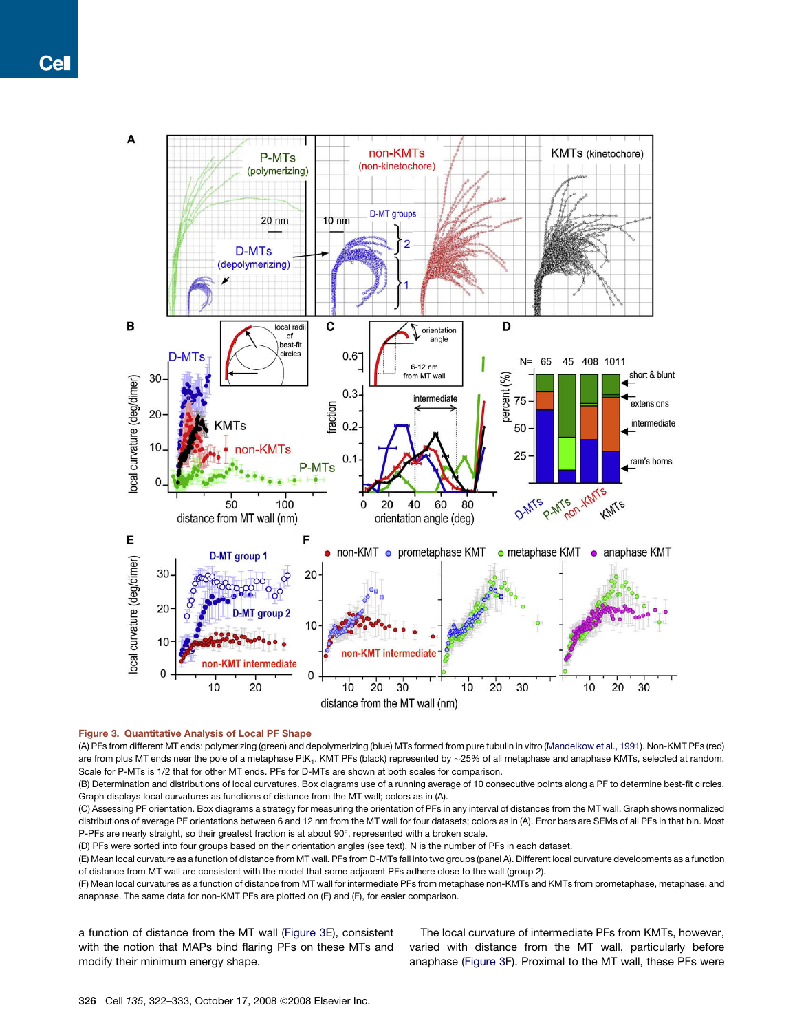**Figure 3. Quantitative Analysis of Local PF Shape**

(A) PFs from different MT ends: polymerizing (green) and depolymerizing (blue) MTs formed from pure tubulin in vitro (Mandelkow et al., 1991). Non-KMT PFs (red) are from plus MT ends near the pole of a metaphase PtK$_1$. KMT PFs (black) represented by ~25% of all metaphase and anaphase KMTs, selected at random. Scale for P-MTs is 1/2 that for other MT ends. PFs for D-MTs are shown at both scales for comparison.

(B) Determination and distributions of local curvatures. Box diagrams use of a running average of 10 consecutive points along a PF to determine best-fit circles. Graph displays local curvatures as functions of distance from the MT wall; colors as in (A).

(C) Assessing PF orientation. Box diagrams a strategy for measuring the orientation of PFs in any interval of distances from the MT wall. Graph shows normalized distributions of average PF orientations between 6 and 12 nm from the MT wall for four datasets; colors as in (A). Error bars are SEMs of all PFs in that bin. Most P-PFs are nearly straight, so their greatest fraction is at about 90°, represented with a broken scale.

(D) PFs were sorted into four groups based on their orientation angles (see text). N is the number of PFs in each dataset.

(E) Mean local curvature as a function of distance from MT wall. PFs from D-MTs fall into two groups (panel A). Different local curvature developments as a function of distance from MT wall are consistent with the model that some adjacent PFs adhere close to the wall (group 2).

(F) Mean local curvatures as a function of distance from MT wall for intermediate PFs from metaphase non-KMTs and KMTs from prometaphase, metaphase, and anaphase. The same data for non-KMT PFs are plotted on (E) and (F), for easier comparison.

a function of distance from the MT wall (Figure 3E), consistent with the notion that MAPs bind flaring PFs on these MTs and modify their minimum energy shape.

The local curvature of intermediate PFs from KMTs, however, varied with distance from the MT wall, particularly before anaphase (Figure 3F). Proximal to the MT wall, these PFs were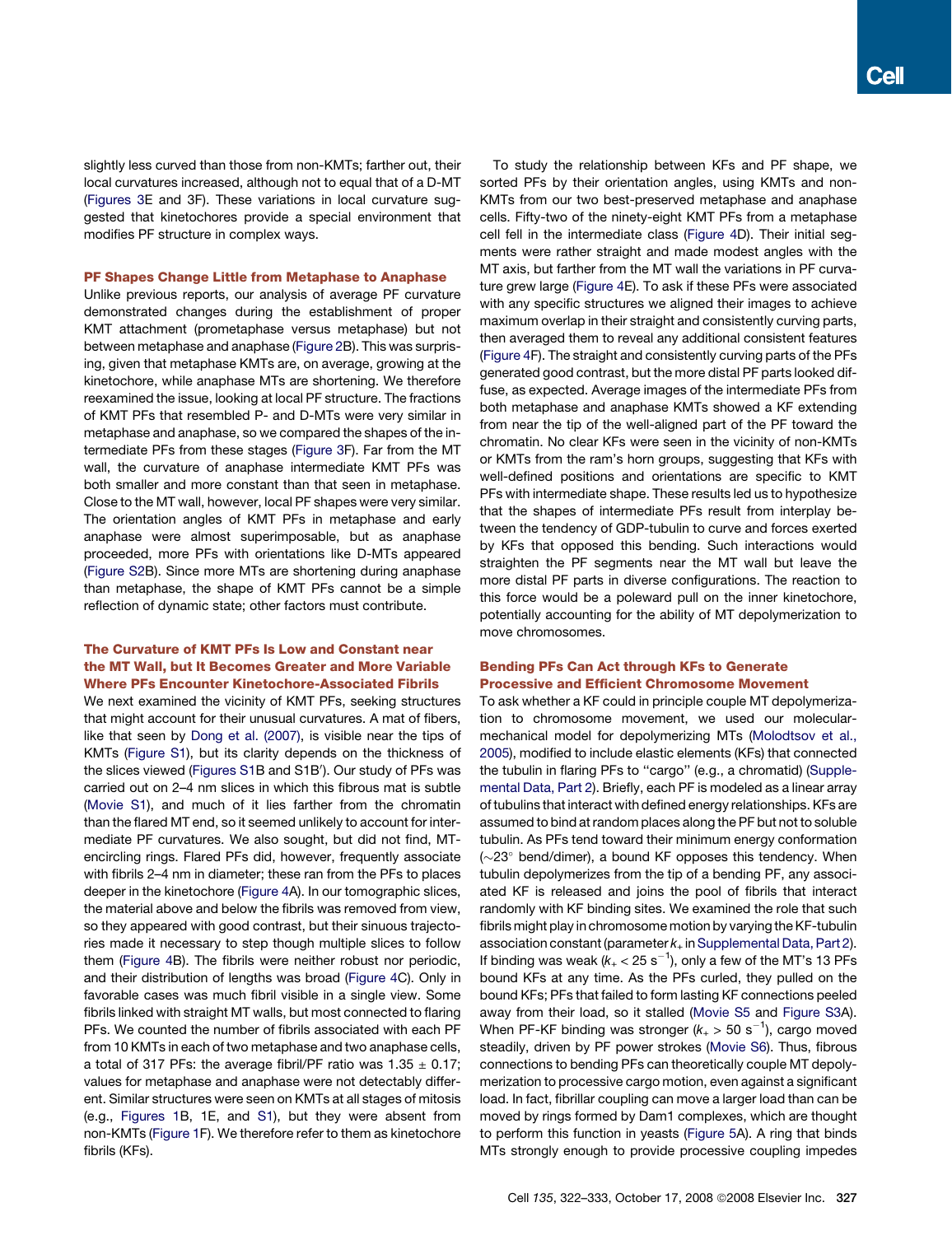slightly less curved than those from non-KMTs; farther out, their local curvatures increased, although not to equal that of a D-MT (Figures 3E and 3F). These variations in local curvature suggested that kinetochores provide a special environment that modifies PF structure in complex ways.

## PF Shapes Change Little from Metaphase to Anaphase

Unlike previous reports, our analysis of average PF curvature demonstrated changes during the establishment of proper KMT attachment (prometaphase versus metaphase) but not between metaphase and anaphase (Figure 2B). This was surprising, given that metaphase KMTs are, on average, growing at the kinetochore, while anaphase MTs are shortening. We therefore reexamined the issue, looking at local PF structure. The fractions of KMT PFs that resembled P- and D-MTs were very similar in metaphase and anaphase, so we compared the shapes of the intermediate PFs from these stages (Figure 3F). Far from the MT wall, the curvature of anaphase intermediate KMT PFs was both smaller and more constant than that seen in metaphase. Close to the MT wall, however, local PF shapes were very similar. The orientation angles of KMT PFs in metaphase and early anaphase were almost superimposable, but as anaphase proceeded, more PFs with orientations like D-MTs appeared (Figure S2B). Since more MTs are shortening during anaphase than metaphase, the shape of KMT PFs cannot be a simple reflection of dynamic state; other factors must contribute.

## The Curvature of KMT PFs Is Low and Constant near the MT Wall, but It Becomes Greater and More Variable Where PFs Encounter Kinetochore-Associated Fibrils

We next examined the vicinity of KMT PFs, seeking structures that might account for their unusual curvatures. A mat of fibers, like that seen by Dong et al. (2007), is visible near the tips of KMTs (Figure S1), but its clarity depends on the thickness of the slices viewed (Figures S1B and S1B′). Our study of PFs was carried out on 2–4 nm slices in which this fibrous mat is subtle (Movie S1), and much of it lies farther from the chromatin than the flared MT end, so it seemed unlikely to account for intermediate PF curvatures. We also sought, but did not find, MT-encircling rings. Flared PFs did, however, frequently associate with fibrils 2–4 nm in diameter; these ran from the PFs to places deeper in the kinetochore (Figure 4A). In our tomographic slices, the material above and below the fibrils was removed from view, so they appeared with good contrast, but their sinuous trajectories made it necessary to step though multiple slices to follow them (Figure 4B). The fibrils were neither robust nor periodic, and their distribution of lengths was broad (Figure 4C). Only in favorable cases was much fibril visible in a single view. Some fibrils linked with straight MT walls, but most connected to flaring PFs. We counted the number of fibrils associated with each PF from 10 KMTs in each of two metaphase and two anaphase cells, a total of 317 PFs: the average fibril/PF ratio was 1.35 ± 0.17; values for metaphase and anaphase were not detectably different. Similar structures were seen on KMTs at all stages of mitosis (e.g., Figures 1B, 1E, and S1), but they were absent from non-KMTs (Figure 1F). We therefore refer to them as kinetochore fibrils (KFs).

To study the relationship between KFs and PF shape, we sorted PFs by their orientation angles, using KMTs and non-KMTs from our two best-preserved metaphase and anaphase cells. Fifty-two of the ninety-eight KMT PFs from a metaphase cell fell in the intermediate class (Figure 4D). Their initial segments were rather straight and made modest angles with the MT axis, but farther from the MT wall the variations in PF curvature grew large (Figure 4E). To ask if these PFs were associated with any specific structures we aligned their images to achieve maximum overlap in their straight and consistently curving parts, then averaged them to reveal any additional consistent features (Figure 4F). The straight and consistently curving parts of the PFs generated good contrast, but the more distal PF parts looked diffuse, as expected. Average images of the intermediate PFs from both metaphase and anaphase KMTs showed a KF extending from near the tip of the well-aligned part of the PF toward the chromatin. No clear KFs were seen in the vicinity of non-KMTs or KMTs from the ram's horn groups, suggesting that KFs with well-defined positions and orientations are specific to KMT PFs with intermediate shape. These results led us to hypothesize that the shapes of intermediate PFs result from interplay between the tendency of GDP-tubulin to curve and forces exerted by KFs that opposed this bending. Such interactions would straighten the PF segments near the MT wall but leave the more distal PF parts in diverse configurations. The reaction to this force would be a poleward pull on the inner kinetochore, potentially accounting for the ability of MT depolymerization to move chromosomes.

## Bending PFs Can Act through KFs to Generate Processive and Efficient Chromosome Movement

To ask whether a KF could in principle couple MT depolymerization to chromosome movement, we used our molecular-mechanical model for depolymerizing MTs (Molodtsov et al., 2005), modified to include elastic elements (KFs) that connected the tubulin in flaring PFs to "cargo" (e.g., a chromatid) (Supplemental Data, Part 2). Briefly, each PF is modeled as a linear array of tubulins that interact with defined energy relationships. KFs are assumed to bind at random places along the PF but not to soluble tubulin. As PFs tend toward their minimum energy conformation (~23° bend/dimer), a bound KF opposes this tendency. When tubulin depolymerizes from the tip of a bending PF, any associated KF is released and joins the pool of fibrils that interact randomly with KF binding sites. We examined the role that such fibrils might play in chromosome motion by varying the KF-tubulin association constant (parameter $k_+$ in Supplemental Data, Part 2). If binding was weak ($k_+ < 25\ s^{-1}$), only a few of the MT's 13 PFs bound KFs at any time. As the PFs curled, they pulled on the bound KFs; PFs that failed to form lasting KF connections peeled away from their load, so it stalled (Movie S5 and Figure S3A). When PF-KF binding was stronger ($k_+ > 50\ s^{-1}$), cargo moved steadily, driven by PF power strokes (Movie S6). Thus, fibrous connections to bending PFs can theoretically couple MT depolymerization to processive cargo motion, even against a significant load. In fact, fibrillar coupling can move a larger load than can be moved by rings formed by Dam1 complexes, which are thought to perform this function in yeasts (Figure 5A). A ring that binds MTs strongly enough to provide processive coupling impedes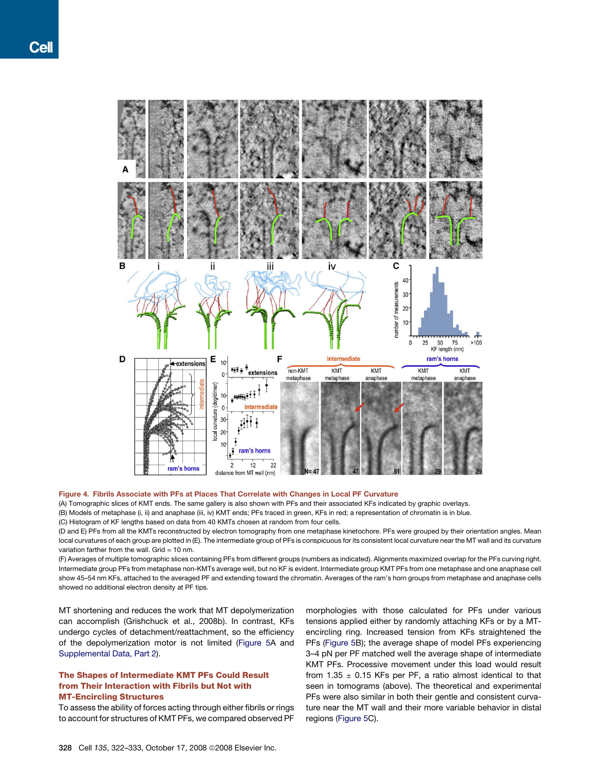**Figure 4. Fibrils Associate with PFs at Places That Correlate with Changes in Local PF Curvature**

(A) Tomographic slices of KMT ends. The same gallery is also shown with PFs and their associated KFs indicated by graphic overlays.

(B) Models of metaphase (i, ii) and anaphase (iii, iv) KMT ends; PFs traced in green, KFs in red; a representation of chromatin is in blue.

(C) Histogram of KF lengths based on data from 40 KMTs chosen at random from four cells.

(D and E) PFs from all the KMTs reconstructed by electron tomography from one metaphase kinetochore. PFs were grouped by their orientation angles. Mean local curvatures of each group are plotted in (E). The intermediate group of PFs is conspicuous for its consistent local curvature near the MT wall and its curvature variation farther from the wall. Grid = 10 nm.

(F) Averages of multiple tomographic slices containing PFs from different groups (numbers as indicated). Alignments maximized overlap for the PFs curving right. Intermediate group PFs from metaphase non-KMTs average well, but no KF is evident. Intermediate group KMT PFs from one metaphase and one anaphase cell show 45–54 nm KFs, attached to the averaged PF and extending toward the chromatin. Averages of the ram's horn groups from metaphase and anaphase cells showed no additional electron density at PF tips.

MT shortening and reduces the work that MT depolymerization can accomplish (Grishchuck et al., 2008b). In contrast, KFs undergo cycles of detachment/reattachment, so the efficiency of the depolymerization motor is not limited (Figure 5A and Supplemental Data, Part 2).

### The Shapes of Intermediate KMT PFs Could Result from Their Interaction with Fibrils but Not with MT-Encircling Structures

To assess the ability of forces acting through either fibrils or rings to account for structures of KMT PFs, we compared observed PF morphologies with those calculated for PFs under various tensions applied either by randomly attaching KFs or by a MT-encircling ring. Increased tension from KFs straightened the PFs (Figure 5B); the average shape of model PFs experiencing 3–4 pN per PF matched well the average shape of intermediate KMT PFs. Processive movement under this load would result from 1.35 ± 0.15 KFs per PF, a ratio almost identical to that seen in tomograms (above). The theoretical and experimental PFs were also similar in both their gentle and consistent curvature near the MT wall and their more variable behavior in distal regions (Figure 5C).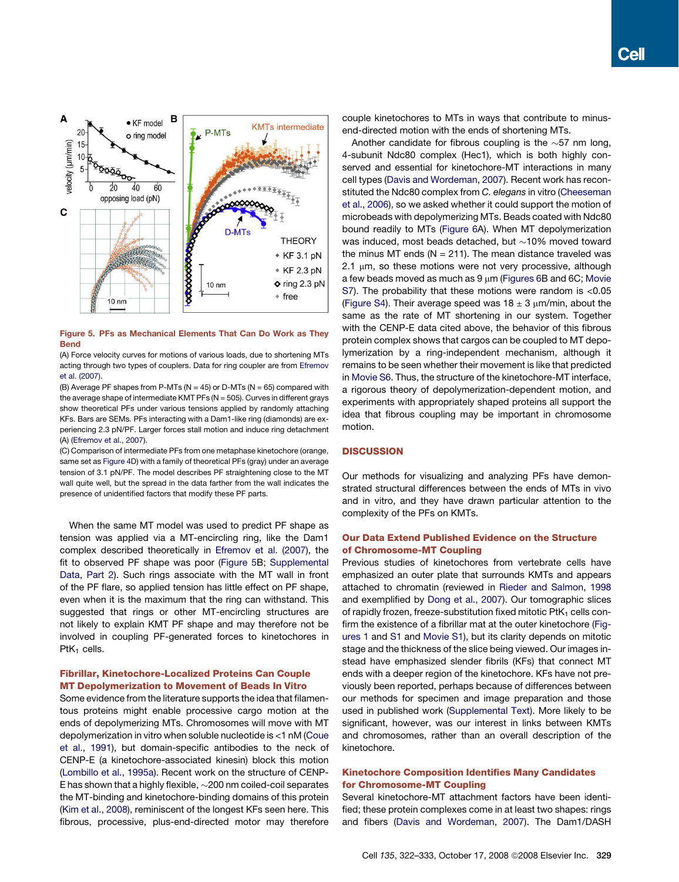Figure 5. PFs as Mechanical Elements That Can Do Work as They Bend

(A) Force velocity curves for motions of various loads, due to shortening MTs acting through two types of couplers. Data for ring coupler are from Efremov et al. (2007).

(B) Average PF shapes from P-MTs (N = 45) or D-MTs (N = 65) compared with the average shape of intermediate KMT PFs (N = 505). Curves in different grays show theoretical PFs under various tensions applied by randomly attaching KFs. Bars are SEMs. PFs interacting with a Dam1-like ring (diamonds) are experiencing 2.3 pN/PF. Larger forces stall motion and induce ring detachment (A) (Efremov et al., 2007).

(C) Comparison of intermediate PFs from one metaphase kinetochore (orange, same set as Figure 4D) with a family of theoretical PFs (gray) under an average tension of 3.1 pN/PF. The model describes PF straightening close to the MT wall quite well, but the spread in the data farther from the wall indicates the presence of unidentified factors that modify these PF parts.

When the same MT model was used to predict PF shape as tension was applied via a MT-encircling ring, like the Dam1 complex described theoretically in Efremov et al. (2007), the fit to observed PF shape was poor (Figure 5B; Supplemental Data, Part 2). Such rings associate with the MT wall in front of the PF flare, so applied tension has little effect on PF shape, even when it is the maximum that the ring can withstand. This suggested that rings or other MT-encircling structures are not likely to explain KMT PF shape and may therefore not be involved in coupling PF-generated forces to kinetochores in $PtK_1$ cells.

### Fibrillar, Kinetochore-Localized Proteins Can Couple MT Depolymerization to Movement of Beads In Vitro

Some evidence from the literature supports the idea that filamentous proteins might enable processive cargo motion at the ends of depolymerizing MTs. Chromosomes will move with MT depolymerization in vitro when soluble nucleotide is <1 nM (Coue et al., 1991), but domain-specific antibodies to the neck of CENP-E (a kinetochore-associated kinesin) block this motion (Lombillo et al., 1995a). Recent work on the structure of CENP-E has shown that a highly flexible, ~200 nm coiled-coil separates the MT-binding and kinetochore-binding domains of this protein (Kim et al., 2008), reminiscent of the longest KFs seen here. This fibrous, processive, plus-end-directed motor may therefore couple kinetochores to MTs in ways that contribute to minus-end-directed motion with the ends of shortening MTs.

Another candidate for fibrous coupling is the ~57 nm long, 4-subunit Ndc80 complex (Hec1), which is both highly conserved and essential for kinetochore-MT interactions in many cell types (Davis and Wordeman, 2007). Recent work has reconstituted the Ndc80 complex from *C. elegans* in vitro (Cheeseman et al., 2006), so we asked whether it could support the motion of microbeads with depolymerizing MTs. Beads coated with Ndc80 bound readily to MTs (Figure 6A). When MT depolymerization was induced, most beads detached, but ~10% moved toward the minus MT ends (N = 211). The mean distance traveled was 2.1 μm, so these motions were not very processive, although a few beads moved as much as 9 μm (Figures 6B and 6C; Movie S7). The probability that these motions were random is <0.05 (Figure S4). Their average speed was 18 ± 3 μm/min, about the same as the rate of MT shortening in our system. Together with the CENP-E data cited above, the behavior of this fibrous protein complex shows that cargos can be coupled to MT depolymerization by a ring-independent mechanism, although it remains to be seen whether their movement is like that predicted in Movie S6. Thus, the structure of the kinetochore-MT interface, a rigorous theory of depolymerization-dependent motion, and experiments with appropriately shaped proteins all support the idea that fibrous coupling may be important in chromosome motion.

## DISCUSSION

Our methods for visualizing and analyzing PFs have demonstrated structural differences between the ends of MTs in vivo and in vitro, and they have drawn particular attention to the complexity of the PFs on KMTs.

### Our Data Extend Published Evidence on the Structure of Chromosome-MT Coupling

Previous studies of kinetochores from vertebrate cells have emphasized an outer plate that surrounds KMTs and appears attached to chromatin (reviewed in Rieder and Salmon, 1998 and exemplified by Dong et al., 2007). Our tomographic slices of rapidly frozen, freeze-substitution fixed mitotic $PtK_1$ cells confirm the existence of a fibrillar mat at the outer kinetochore (Figures 1 and S1 and Movie S1), but its clarity depends on mitotic stage and the thickness of the slice being viewed. Our images instead have emphasized slender fibrils (KFs) that connect MT ends with a deeper region of the kinetochore. KFs have not previously been reported, perhaps because of differences between our methods for specimen and image preparation and those used in published work (Supplemental Text). More likely to be significant, however, was our interest in links between KMTs and chromosomes, rather than an overall description of the kinetochore.

### Kinetochore Composition Identifies Many Candidates for Chromosome-MT Coupling

Several kinetochore-MT attachment factors have been identified; these protein complexes come in at least two shapes: rings and fibers (Davis and Wordeman, 2007). The Dam1/DASH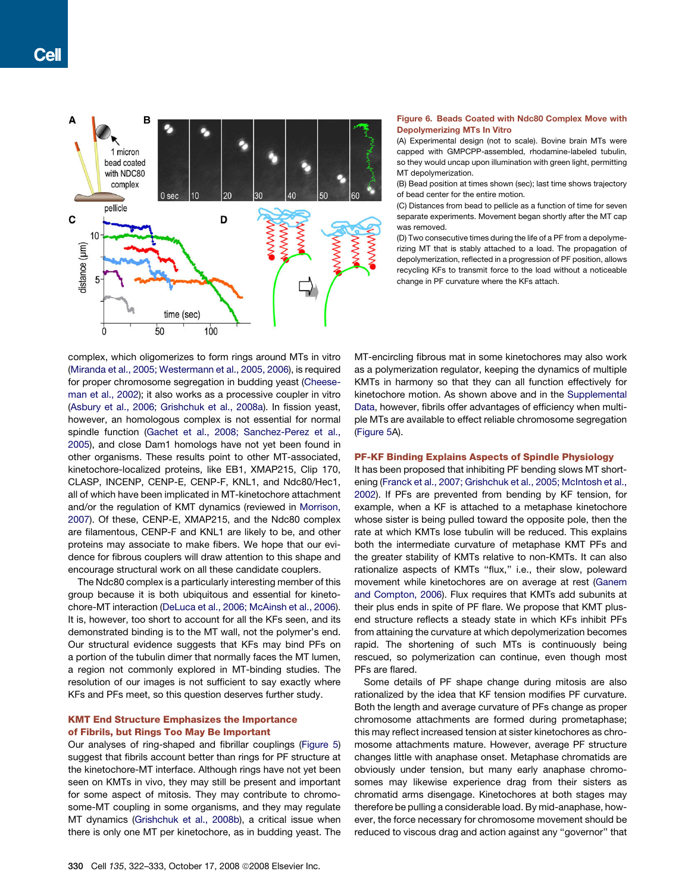**Figure 6. Beads Coated with Ndc80 Complex Move with Depolymerizing MTs In Vitro**

(A) Experimental design (not to scale). Bovine brain MTs were capped with GMPCPP-assembled, rhodamine-labeled tubulin, so they would uncap upon illumination with green light, permitting MT depolymerization.

(B) Bead position at times shown (sec); last time shows trajectory of bead center for the entire motion.

(C) Distances from bead to pellicle as a function of time for seven separate experiments. Movement began shortly after the MT cap was removed.

(D) Two consecutive times during the life of a PF from a depolymerizing MT that is stably attached to a load. The propagation of depolymerization, reflected in a progression of PF position, allows recycling KFs to transmit force to the load without a noticeable change in PF curvature where the KFs attach.

complex, which oligomerizes to form rings around MTs in vitro (Miranda et al., 2005; Westermann et al., 2005, 2006), is required for proper chromosome segregation in budding yeast (Cheeseman et al., 2002); it also works as a processive coupler in vitro (Asbury et al., 2006; Grishchuk et al., 2008a). In fission yeast, however, an homologous complex is not essential for normal spindle function (Gachet et al., 2008; Sanchez-Perez et al., 2005), and close Dam1 homologs have not yet been found in other organisms. These results point to other MT-associated, kinetochore-localized proteins, like EB1, XMAP215, Clip 170, CLASP, INCENP, CENP-E, CENP-F, KNL1, and Ndc80/Hec1, all of which have been implicated in MT-kinetochore attachment and/or the regulation of KMT dynamics (reviewed in Morrison, 2007). Of these, CENP-E, XMAP215, and the Ndc80 complex are filamentous, CENP-F and KNL1 are likely to be, and other proteins may associate to make fibers. We hope that our evidence for fibrous couplers will draw attention to this shape and encourage structural work on all these candidate couplers.

The Ndc80 complex is a particularly interesting member of this group because it is both ubiquitous and essential for kinetochore-MT interaction (DeLuca et al., 2006; McAinsh et al., 2006). It is, however, too short to account for all the KFs seen, and its demonstrated binding is to the MT wall, not the polymer's end. Our structural evidence suggests that KFs may bind PFs on a portion of the tubulin dimer that normally faces the MT lumen, a region not commonly explored in MT-binding studies. The resolution of our images is not sufficient to say exactly where KFs and PFs meet, so this question deserves further study.

### KMT End Structure Emphasizes the Importance of Fibrils, but Rings Too May Be Important

Our analyses of ring-shaped and fibrillar couplings (Figure 5) suggest that fibrils account better than rings for PF structure at the kinetochore-MT interface. Although rings have not yet been seen on KMTs in vivo, they may still be present and important for some aspect of mitosis. They may contribute to chromosome-MT coupling in some organisms, and they may regulate MT dynamics (Grishchuk et al., 2008b), a critical issue when there is only one MT per kinetochore, as in budding yeast. The MT-encircling fibrous mat in some kinetochores may also work as a polymerization regulator, keeping the dynamics of multiple KMTs in harmony so that they can all function effectively for kinetochore motion. As shown above and in the Supplemental Data, however, fibrils offer advantages of efficiency when multiple MTs are available to effect reliable chromosome segregation (Figure 5A).

### PF-KF Binding Explains Aspects of Spindle Physiology

It has been proposed that inhibiting PF bending slows MT shortening (Franck et al., 2007; Grishchuk et al., 2005; McIntosh et al., 2002). If PFs are prevented from bending by KF tension, for example, when a KF is attached to a metaphase kinetochore whose sister is being pulled toward the opposite pole, then the rate at which KMTs lose tubulin will be reduced. This explains both the intermediate curvature of metaphase KMT PFs and the greater stability of KMTs relative to non-KMTs. It can also rationalize aspects of KMTs "flux," i.e., their slow, poleward movement while kinetochores are on average at rest (Ganem and Compton, 2006). Flux requires that KMTs add subunits at their plus ends in spite of PF flare. We propose that KMT plus-end structure reflects a steady state in which KFs inhibit PFs from attaining the curvature at which depolymerization becomes rapid. The shortening of such MTs is continuously being rescued, so polymerization can continue, even though most PFs are flared.

Some details of PF shape change during mitosis are also rationalized by the idea that KF tension modifies PF curvature. Both the length and average curvature of PFs change as proper chromosome attachments are formed during prometaphase; this may reflect increased tension at sister kinetochores as chromosome attachments mature. However, average PF structure changes little with anaphase onset. Metaphase chromatids are obviously under tension, but many early anaphase chromosomes may likewise experience drag from their sisters as chromatid arms disengage. Kinetochores at both stages may therefore be pulling a considerable load. By mid-anaphase, however, the force necessary for chromosome movement should be reduced to viscous drag and action against any "governor" that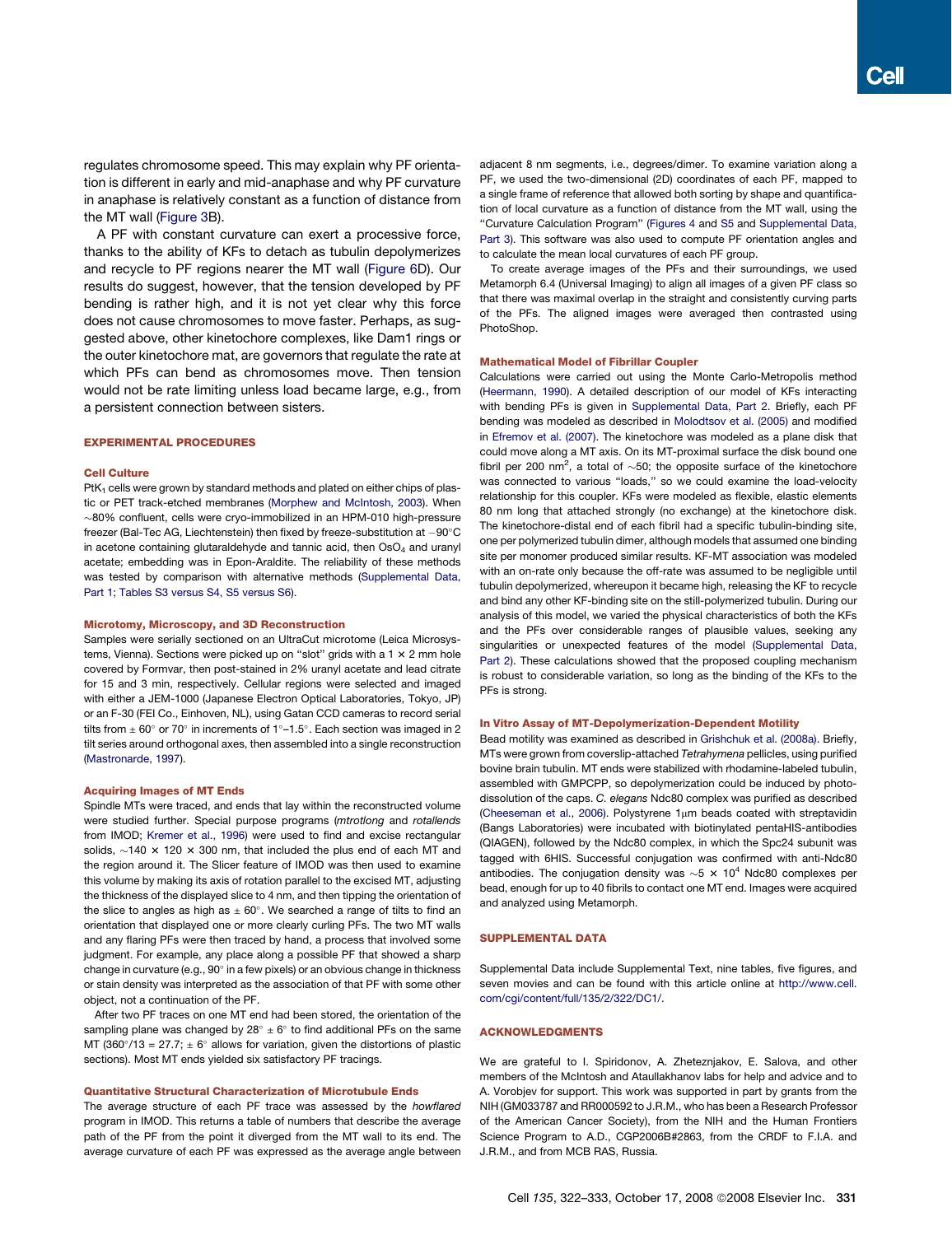regulates chromosome speed. This may explain why PF orientation is different in early and mid-anaphase and why PF curvature in anaphase is relatively constant as a function of distance from the MT wall (Figure 3B).

A PF with constant curvature can exert a processive force, thanks to the ability of KFs to detach as tubulin depolymerizes and recycle to PF regions nearer the MT wall (Figure 6D). Our results do suggest, however, that the tension developed by PF bending is rather high, and it is not yet clear why this force does not cause chromosomes to move faster. Perhaps, as suggested above, other kinetochore complexes, like Dam1 rings or the outer kinetochore mat, are governors that regulate the rate at which PFs can bend as chromosomes move. Then tension would not be rate limiting unless load became large, e.g., from a persistent connection between sisters.

## EXPERIMENTAL PROCEDURES

### Cell Culture

PtK$_1$ cells were grown by standard methods and plated on either chips of plastic or PET track-etched membranes (Morphew and McIntosh, 2003). When ~80% confluent, cells were cryo-immobilized in an HPM-010 high-pressure freezer (Bal-Tec AG, Liechtenstein) then fixed by freeze-substitution at −90°C in acetone containing glutaraldehyde and tannic acid, then $OsO_4$ and uranyl acetate; embedding was in Epon-Araldite. The reliability of these methods was tested by comparison with alternative methods (Supplemental Data, Part 1; Tables S3 versus S4, S5 versus S6).

### Microtomy, Microscopy, and 3D Reconstruction

Samples were serially sectioned on an UltraCut microtome (Leica Microsystems, Vienna). Sections were picked up on "slot" grids with a 1 × 2 mm hole covered by Formvar, then post-stained in 2% uranyl acetate and lead citrate for 15 and 3 min, respectively. Cellular regions were selected and imaged with either a JEM-1000 (Japanese Electron Optical Laboratories, Tokyo, JP) or an F-30 (FEI Co., Einhoven, NL), using Gatan CCD cameras to record serial tilts from ± 60° or 70° in increments of 1°–1.5°. Each section was imaged in 2 tilt series around orthogonal axes, then assembled into a single reconstruction (Mastronarde, 1997).

### Acquiring Images of MT Ends

Spindle MTs were traced, and ends that lay within the reconstructed volume were studied further. Special purpose programs (*mtrotlong* and *rotallends* from IMOD; Kremer et al., 1996) were used to find and excise rectangular solids, ~140 × 120 × 300 nm, that included the plus end of each MT and the region around it. The Slicer feature of IMOD was then used to examine this volume by making its axis of rotation parallel to the excised MT, adjusting the thickness of the displayed slice to 4 nm, and then tipping the orientation of the slice to angles as high as ± 60°. We searched a range of tilts to find an orientation that displayed one or more clearly curling PFs. The two MT walls and any flaring PFs were then traced by hand, a process that involved some judgment. For example, any place along a possible PF that showed a sharp change in curvature (e.g., 90° in a few pixels) or an obvious change in thickness or stain density was interpreted as the association of that PF with some other object, not a continuation of the PF.

After two PF traces on one MT end had been stored, the orientation of the sampling plane was changed by 28° ± 6° to find additional PFs on the same MT (360°/13 = 27.7; ± 6° allows for variation, given the distortions of plastic sections). Most MT ends yielded six satisfactory PF tracings.

### Quantitative Structural Characterization of Microtubule Ends

The average structure of each PF trace was assessed by the *howflared* program in IMOD. This returns a table of numbers that describe the average path of the PF from the point it diverged from the MT wall to its end. The average curvature of each PF was expressed as the average angle between adjacent 8 nm segments, i.e., degrees/dimer. To examine variation along a PF, we used the two-dimensional (2D) coordinates of each PF, mapped to a single frame of reference that allowed both sorting by shape and quantification of local curvature as a function of distance from the MT wall, using the "Curvature Calculation Program" (Figures 4 and S5 and Supplemental Data, Part 3). This software was also used to compute PF orientation angles and to calculate the mean local curvatures of each PF group.

To create average images of the PFs and their surroundings, we used Metamorph 6.4 (Universal Imaging) to align all images of a given PF class so that there was maximal overlap in the straight and consistently curving parts of the PFs. The aligned images were averaged then contrasted using PhotoShop.

### Mathematical Model of Fibrillar Coupler

Calculations were carried out using the Monte Carlo-Metropolis method (Heermann, 1990). A detailed description of our model of KFs interacting with bending PFs is given in Supplemental Data, Part 2. Briefly, each PF bending was modeled as described in Molodtsov et al. (2005) and modified in Efremov et al. (2007). The kinetochore was modeled as a plane disk that could move along a MT axis. On its MT-proximal surface the disk bound one fibril per 200 nm$^2$, a total of ~50; the opposite surface of the kinetochore was connected to various "loads," so we could examine the load-velocity relationship for this coupler. KFs were modeled as flexible, elastic elements 80 nm long that attached strongly (no exchange) at the kinetochore disk. The kinetochore-distal end of each fibril had a specific tubulin-binding site, one per polymerized tubulin dimer, although models that assumed one binding site per monomer produced similar results. KF-MT association was modeled with an on-rate only because the off-rate was assumed to be negligible until tubulin depolymerized, whereupon it became high, releasing the KF to recycle and bind any other KF-binding site on the still-polymerized tubulin. During our analysis of this model, we varied the physical characteristics of both the KFs and the PFs over considerable ranges of plausible values, seeking any singularities or unexpected features of the model (Supplemental Data, Part 2). These calculations showed that the proposed coupling mechanism is robust to considerable variation, so long as the binding of the KFs to the PFs is strong.

### In Vitro Assay of MT-Depolymerization-Dependent Motility

Bead motility was examined as described in Grishchuk et al. (2008a). Briefly, MTs were grown from coverslip-attached *Tetrahymena* pellicles, using purified bovine brain tubulin. MT ends were stabilized with rhodamine-labeled tubulin, assembled with GMPCPP, so depolymerization could be induced by photodissolution of the caps. *C. elegans* Ndc80 complex was purified as described (Cheeseman et al., 2006). Polystyrene 1µm beads coated with streptavidin (Bangs Laboratories) were incubated with biotinylated pentaHIS-antibodies (QIAGEN), followed by the Ndc80 complex, in which the Spc24 subunit was tagged with 6HIS. Successful conjugation was confirmed with anti-Ndc80 antibodies. The conjugation density was ~5 × 10$^4$ Ndc80 complexes per bead, enough for up to 40 fibrils to contact one MT end. Images were acquired and analyzed using Metamorph.

## SUPPLEMENTAL DATA

Supplemental Data include Supplemental Text, nine tables, five figures, and seven movies and can be found with this article online at http://www.cell.com/cgi/content/full/135/2/322/DC1/.

## ACKNOWLEDGMENTS

We are grateful to I. Spiridonov, A. Zheteznjakov, E. Salova, and other members of the McIntosh and Ataullakhanov labs for help and advice and to A. Vorobjev for support. This work was supported in part by grants from the NIH (GM033787 and RR000592 to J.R.M., who has been a Research Professor of the American Cancer Society), from the NIH and the Human Frontiers Science Program to A.D., CGP2006B#2863, from the CRDF to F.I.A. and J.R.M., and from MCB RAS, Russia.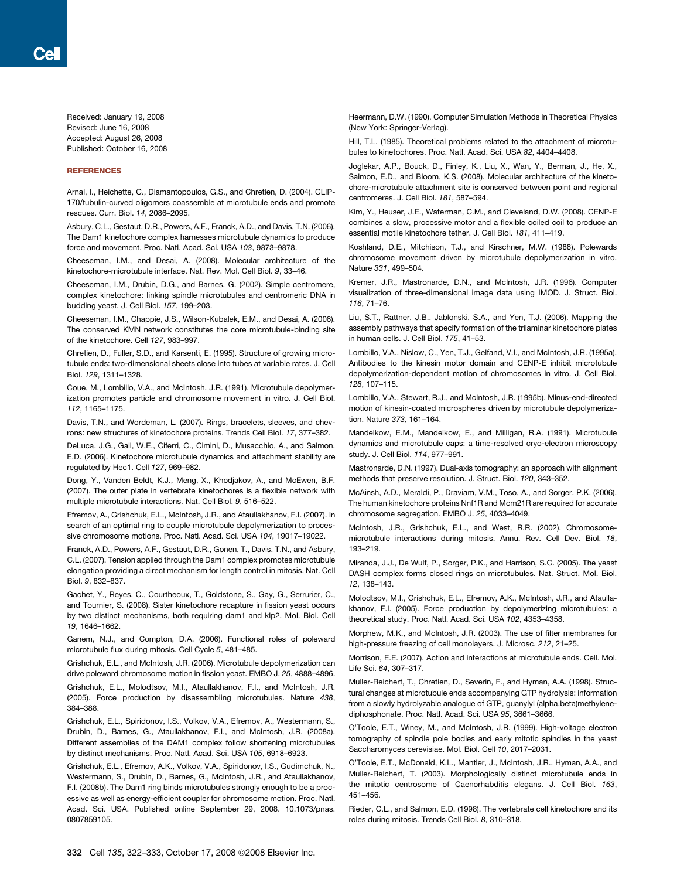Received: January 19, 2008
Revised: June 16, 2008
Accepted: August 26, 2008
Published: October 16, 2008

## REFERENCES

Arnal, I., Heichette, C., Diamantopoulos, G.S., and Chretien, D. (2004). CLIP-170/tubulin-curved oligomers coassemble at microtubule ends and promote rescues. Curr. Biol. *14*, 2086–2095.

Asbury, C.L., Gestaut, D.R., Powers, A.F., Franck, A.D., and Davis, T.N. (2006). The Dam1 kinetochore complex harnesses microtubule dynamics to produce force and movement. Proc. Natl. Acad. Sci. USA *103*, 9873–9878.

Cheeseman, I.M., and Desai, A. (2008). Molecular architecture of the kinetochore-microtubule interface. Nat. Rev. Mol. Cell Biol. *9*, 33–46.

Cheeseman, I.M., Drubin, D.G., and Barnes, G. (2002). Simple centromere, complex kinetochore: linking spindle microtubules and centromeric DNA in budding yeast. J. Cell Biol. *157*, 199–203.

Cheeseman, I.M., Chappie, J.S., Wilson-Kubalek, E.M., and Desai, A. (2006). The conserved KMN network constitutes the core microtubule-binding site of the kinetochore. Cell *127*, 983–997.

Chretien, D., Fuller, S.D., and Karsenti, E. (1995). Structure of growing microtubule ends: two-dimensional sheets close into tubes at variable rates. J. Cell Biol. *129*, 1311–1328.

Coue, M., Lombillo, V.A., and McIntosh, J.R. (1991). Microtubule depolymerization promotes particle and chromosome movement in vitro. J. Cell Biol. *112*, 1165–1175.

Davis, T.N., and Wordeman, L. (2007). Rings, bracelets, sleeves, and chevrons: new structures of kinetochore proteins. Trends Cell Biol. *17*, 377–382.

DeLuca, J.G., Gall, W.E., Ciferri, C., Cimini, D., Musacchio, A., and Salmon, E.D. (2006). Kinetochore microtubule dynamics and attachment stability are regulated by Hec1. Cell *127*, 969–982.

Dong, Y., Vanden Beldt, K.J., Meng, X., Khodjakov, A., and McEwen, B.F. (2007). The outer plate in vertebrate kinetochores is a flexible network with multiple microtubule interactions. Nat. Cell Biol. *9*, 516–522.

Efremov, A., Grishchuk, E.L., McIntosh, J.R., and Ataullakhanov, F.I. (2007). In search of an optimal ring to couple microtubule depolymerization to processive chromosome motions. Proc. Natl. Acad. Sci. USA *104*, 19017–19022.

Franck, A.D., Powers, A.F., Gestaut, D.R., Gonen, T., Davis, T.N., and Asbury, C.L. (2007). Tension applied through the Dam1 complex promotes microtubule elongation providing a direct mechanism for length control in mitosis. Nat. Cell Biol. *9*, 832–837.

Gachet, Y., Reyes, C., Courtheoux, T., Goldstone, S., Gay, G., Serrurier, C., and Tournier, S. (2008). Sister kinetochore recapture in fission yeast occurs by two distinct mechanisms, both requiring dam1 and klp2. Mol. Biol. Cell *19*, 1646–1662.

Ganem, N.J., and Compton, D.A. (2006). Functional roles of poleward microtubule flux during mitosis. Cell Cycle *5*, 481–485.

Grishchuk, E.L., and McIntosh, J.R. (2006). Microtubule depolymerization can drive poleward chromosome motion in fission yeast. EMBO J. *25*, 4888–4896.

Grishchuk, E.L., Molodtsov, M.I., Ataullakhanov, F.I., and McIntosh, J.R. (2005). Force production by disassembling microtubules. Nature *438*, 384–388.

Grishchuk, E.L., Spiridonov, I.S., Volkov, V.A., Efremov, A., Westermann, S., Drubin, D., Barnes, G., Ataullakhanov, F.I., and McIntosh, J.R. (2008a). Different assemblies of the DAM1 complex follow shortening microtubules by distinct mechanisms. Proc. Natl. Acad. Sci. USA *105*, 6918–6923.

Grishchuk, E.L., Efremov, A.K., Volkov, V.A., Spiridonov, I.S., Gudimchuk, N., Westermann, S., Drubin, D., Barnes, G., McIntosh, J.R., and Ataullakhanov, F.I. (2008b). The Dam1 ring binds microtubules strongly enough to be a processive as well as energy-efficient coupler for chromosome motion. Proc. Natl. Acad. Sci. USA. Published online September 29, 2008. 10.1073/pnas.0807859105.

Heermann, D.W. (1990). Computer Simulation Methods in Theoretical Physics (New York: Springer-Verlag).

Hill, T.L. (1985). Theoretical problems related to the attachment of microtubules to kinetochores. Proc. Natl. Acad. Sci. USA *82*, 4404–4408.

Joglekar, A.P., Bouck, D., Finley, K., Liu, X., Wan, Y., Berman, J., He, X., Salmon, E.D., and Bloom, K.S. (2008). Molecular architecture of the kinetochore-microtubule attachment site is conserved between point and regional centromeres. J. Cell Biol. *181*, 587–594.

Kim, Y., Heuser, J.E., Waterman, C.M., and Cleveland, D.W. (2008). CENP-E combines a slow, processive motor and a flexible coiled coil to produce an essential motile kinetochore tether. J. Cell Biol. *181*, 411–419.

Koshland, D.E., Mitchison, T.J., and Kirschner, M.W. (1988). Polewards chromosome movement driven by microtubule depolymerization in vitro. Nature *331*, 499–504.

Kremer, J.R., Mastronarde, D.N., and McIntosh, J.R. (1996). Computer visualization of three-dimensional image data using IMOD. J. Struct. Biol. *116*, 71–76.

Liu, S.T., Rattner, J.B., Jablonski, S.A., and Yen, T.J. (2006). Mapping the assembly pathways that specify formation of the trilaminar kinetochore plates in human cells. J. Cell Biol. *175*, 41–53.

Lombillo, V.A., Nislow, C., Yen, T.J., Gelfand, V.I., and McIntosh, J.R. (1995a). Antibodies to the kinesin motor domain and CENP-E inhibit microtubule depolymerization-dependent motion of chromosomes in vitro. J. Cell Biol. *128*, 107–115.

Lombillo, V.A., Stewart, R.J., and McIntosh, J.R. (1995b). Minus-end-directed motion of kinesin-coated microspheres driven by microtubule depolymerization. Nature *373*, 161–164.

Mandelkow, E.M., Mandelkow, E., and Milligan, R.A. (1991). Microtubule dynamics and microtubule caps: a time-resolved cryo-electron microscopy study. J. Cell Biol. *114*, 977–991.

Mastronarde, D.N. (1997). Dual-axis tomography: an approach with alignment methods that preserve resolution. J. Struct. Biol. *120*, 343–352.

McAinsh, A.D., Meraldi, P., Draviam, V.M., Toso, A., and Sorger, P.K. (2006). The human kinetochore proteins Nnf1R and Mcm21R are required for accurate chromosome segregation. EMBO J. *25*, 4033–4049.

McIntosh, J.R., Grishchuk, E.L., and West, R.R. (2002). Chromosome-microtubule interactions during mitosis. Annu. Rev. Cell Dev. Biol. *18*, 193–219.

Miranda, J.J., De Wulf, P., Sorger, P.K., and Harrison, S.C. (2005). The yeast DASH complex forms closed rings on microtubules. Nat. Struct. Mol. Biol. *12*, 138–143.

Molodtsov, M.I., Grishchuk, E.L., Efremov, A.K., McIntosh, J.R., and Ataullakhanov, F.I. (2005). Force production by depolymerizing microtubules: a theoretical study. Proc. Natl. Acad. Sci. USA *102*, 4353–4358.

Morphew, M.K., and McIntosh, J.R. (2003). The use of filter membranes for high-pressure freezing of cell monolayers. J. Microsc. *212*, 21–25.

Morrison, E.E. (2007). Action and interactions at microtubule ends. Cell. Mol. Life Sci. *64*, 307–317.

Muller-Reichert, T., Chretien, D., Severin, F., and Hyman, A.A. (1998). Structural changes at microtubule ends accompanying GTP hydrolysis: information from a slowly hydrolyzable analogue of GTP, guanylyl (alpha,beta)methylenediphosphonate. Proc. Natl. Acad. Sci. USA *95*, 3661–3666.

O'Toole, E.T., Winey, M., and McIntosh, J.R. (1999). High-voltage electron tomography of spindle pole bodies and early mitotic spindles in the yeast Saccharomyces cerevisiae. Mol. Biol. Cell *10*, 2017–2031.

O'Toole, E.T., McDonald, K.L., Mantler, J., McIntosh, J.R., Hyman, A.A., and Muller-Reichert, T. (2003). Morphologically distinct microtubule ends in the mitotic centrosome of Caenorhabditis elegans. J. Cell Biol. *163*, 451–456.

Rieder, C.L., and Salmon, E.D. (1998). The vertebrate cell kinetochore and its roles during mitosis. Trends Cell Biol. *8*, 310–318.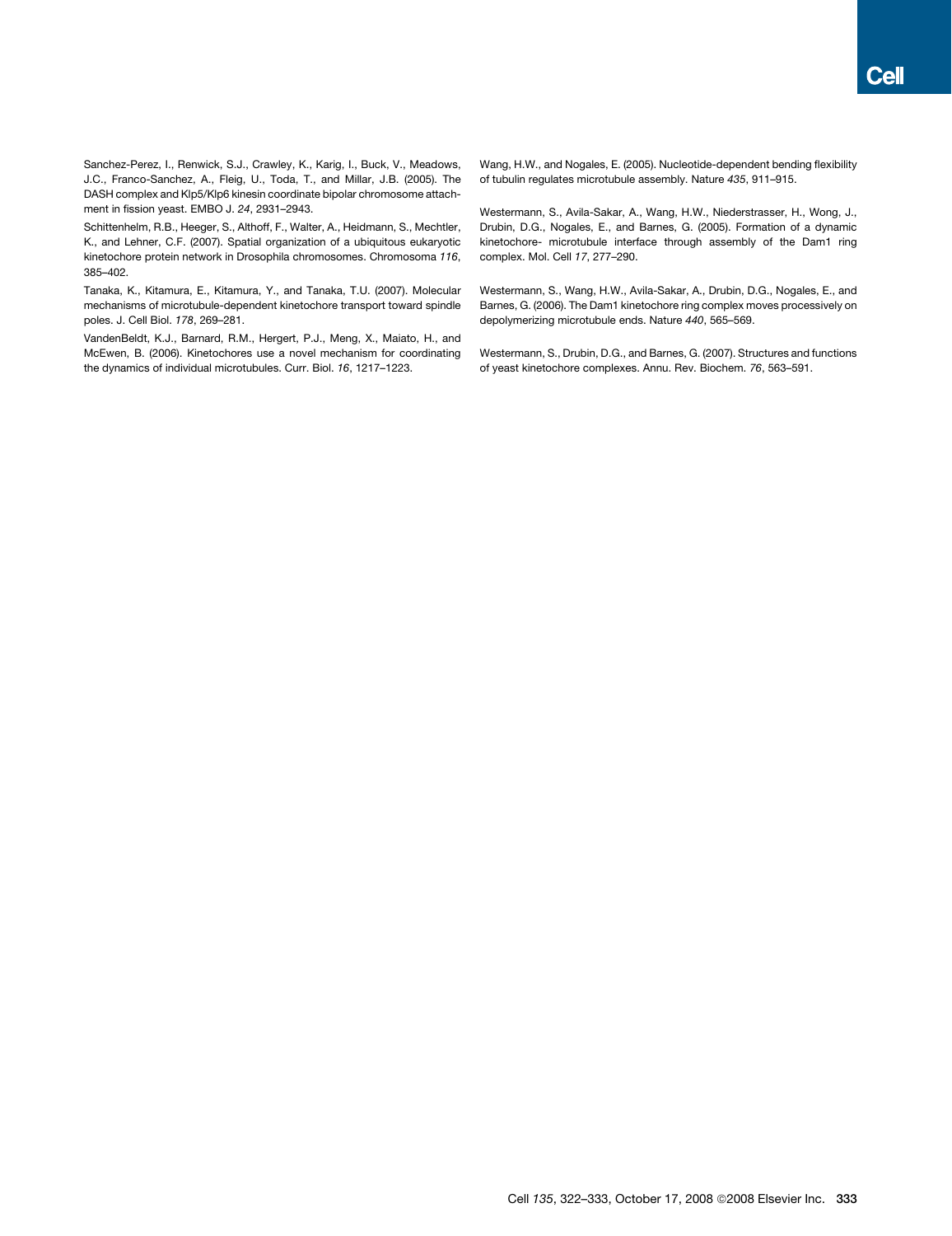Sanchez-Perez, I., Renwick, S.J., Crawley, K., Karig, I., Buck, V., Meadows, J.C., Franco-Sanchez, A., Fleig, U., Toda, T., and Millar, J.B. (2005). The DASH complex and Klp5/Klp6 kinesin coordinate bipolar chromosome attachment in fission yeast. EMBO J. *24*, 2931–2943.

Schittenhelm, R.B., Heeger, S., Althoff, F., Walter, A., Heidmann, S., Mechtler, K., and Lehner, C.F. (2007). Spatial organization of a ubiquitous eukaryotic kinetochore protein network in Drosophila chromosomes. Chromosoma *116*, 385–402.

Tanaka, K., Kitamura, E., Kitamura, Y., and Tanaka, T.U. (2007). Molecular mechanisms of microtubule-dependent kinetochore transport toward spindle poles. J. Cell Biol. *178*, 269–281.

VandenBeldt, K.J., Barnard, R.M., Hergert, P.J., Meng, X., Maiato, H., and McEwen, B. (2006). Kinetochores use a novel mechanism for coordinating the dynamics of individual microtubules. Curr. Biol. *16*, 1217–1223.

Wang, H.W., and Nogales, E. (2005). Nucleotide-dependent bending flexibility of tubulin regulates microtubule assembly. Nature *435*, 911–915.

Westermann, S., Avila-Sakar, A., Wang, H.W., Niederstrasser, H., Wong, J., Drubin, D.G., Nogales, E., and Barnes, G. (2005). Formation of a dynamic kinetochore- microtubule interface through assembly of the Dam1 ring complex. Mol. Cell *17*, 277–290.

Westermann, S., Wang, H.W., Avila-Sakar, A., Drubin, D.G., Nogales, E., and Barnes, G. (2006). The Dam1 kinetochore ring complex moves processively on depolymerizing microtubule ends. Nature *440*, 565–569.

Westermann, S., Drubin, D.G., and Barnes, G. (2007). Structures and functions of yeast kinetochore complexes. Annu. Rev. Biochem. *76*, 563–591.